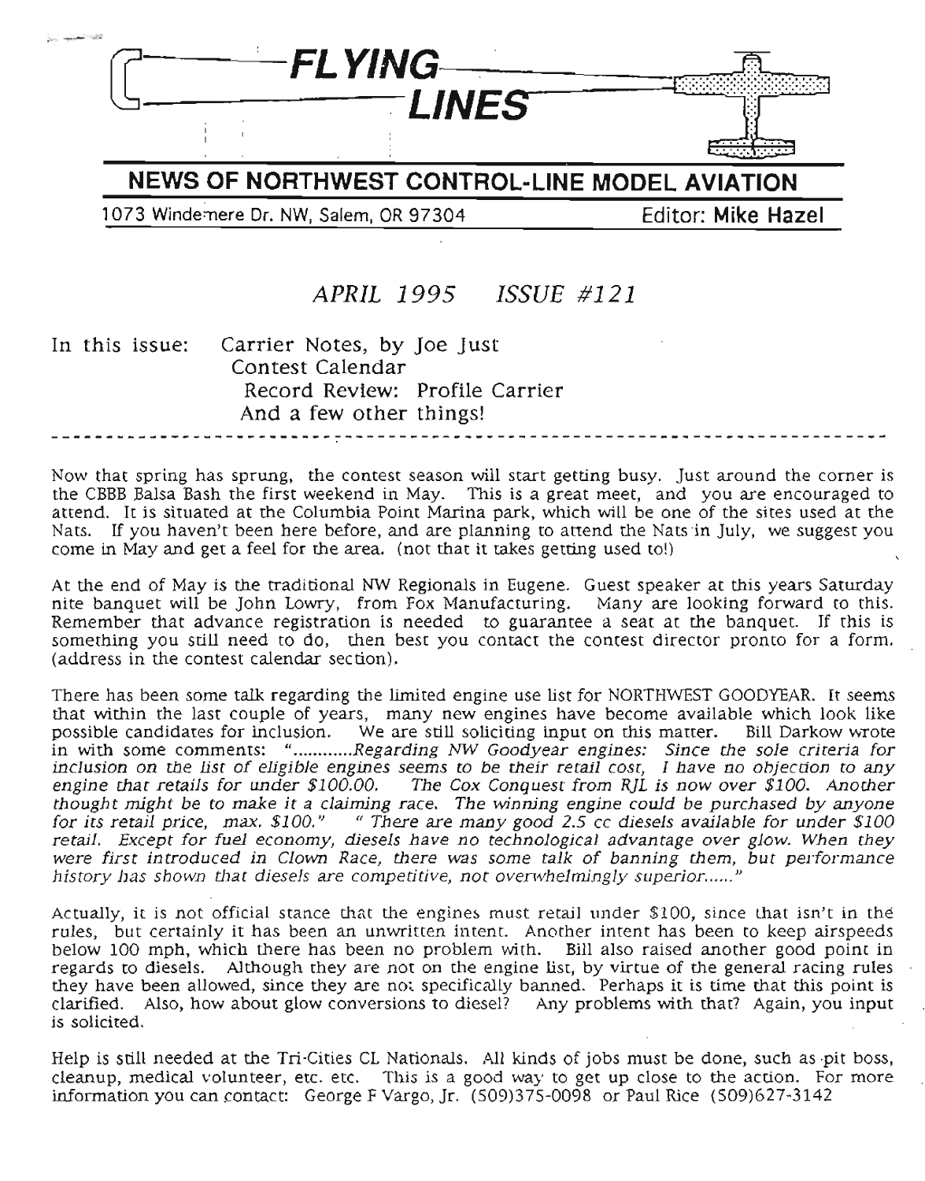# FLYING LINES

## NEWS OF NORTHWEST CONTROL-LINE MODEL AVIATION

1073 Windemere Dr. NW, Salem, OR 97304 — Editor: **Mike Hazel**

### *APRIL 1995 ISSUE #121*

In this issue:
- Carrier Notes, by Joe Just
- Contest Calendar
- Record Review: Profile Carrier
- And a few other things!

---

Now that spring has sprung, the contest season will start getting busy. Just around the corner is the CBBB Balsa Bash the first weekend in May. This is a great meet, and you are encouraged to attend. It is situated at the Columbia Point Marina park, which will be one of the sites used at the Nats. If you haven't been here before, and are planning to attend the Nats in July, we suggest you come in May and get a feel for the area. (not that it takes getting used to!)

At the end of May is the traditional NW Regionals in Eugene. Guest speaker at this years Saturday nite banquet will be John Lowry, from Fox Manufacturing. Many are looking forward to this. Remember that advance registration is needed to guarantee a seat at the banquet. If this is something you still need to do, then best you contact the contest director pronto for a form. (address in the contest calendar section).

There has been some talk regarding the limited engine use list for NORTHWEST GOODYEAR. It seems that within the last couple of years, many new engines have become available which look like possible candidates for inclusion. We are still soliciting input on this matter. Bill Darkow wrote in with some comments: "*............Regarding NW Goodyear engines: Since the sole criteria for inclusion on the list of eligible engines seems to be their retail cost, I have no objection to any engine that retails for under $100.00. The Cox Conquest from RJL is now over $100. Another thought might be to make it a claiming race. The winning engine could be purchased by anyone for its retail price, max. $100." " There are many good 2.5 cc diesels available for under $100 retail. Except for fuel economy, diesels have no technological advantage over glow. When they were first introduced in Clown Race, there was some talk of banning them, but performance history has shown that diesels are competitive, not overwhelmingly superior......*"

Actually, it is not official stance that the engines must retail under $100, since that isn't in the rules, but certainly it has been an unwritten intent. Another intent has been to keep airspeeds below 100 mph, which there has been no problem with. Bill also raised another good point in regards to diesels. Although they are not on the engine list, by virtue of the general racing rules they have been allowed, since they are not specifically banned. Perhaps it is time that this point is clarified. Also, how about glow conversions to diesel? Any problems with that? Again, you input is solicited.

Help is still needed at the Tri-Cities CL Nationals. All kinds of jobs must be done, such as pit boss, cleanup, medical volunteer, etc. etc. This is a good way to get up close to the action. For more information you can contact: George F Vargo, Jr. (509)375-0098 or Paul Rice (509)627-3142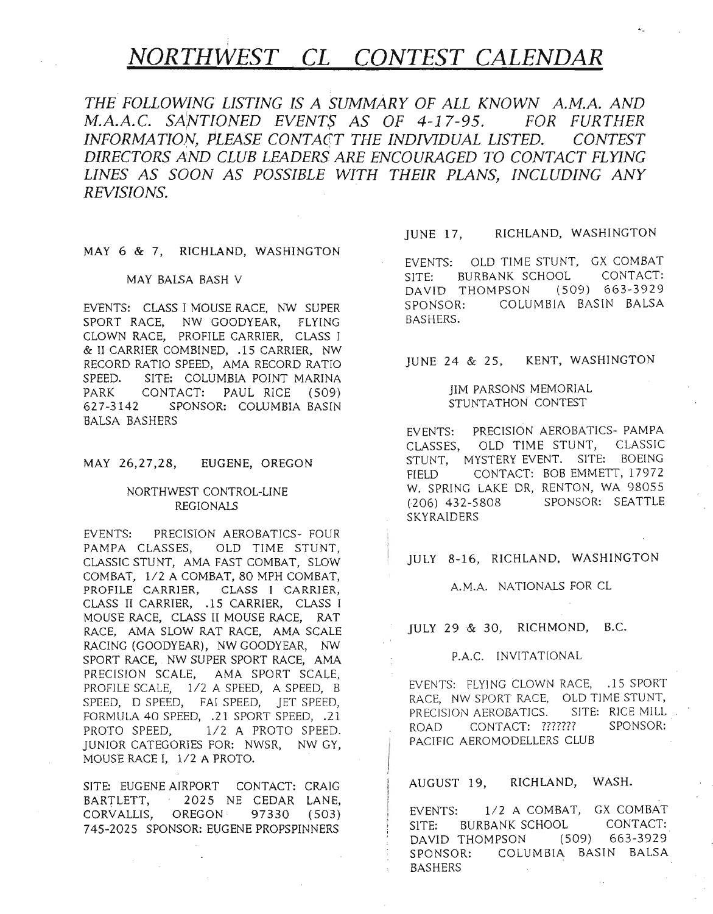# NORTHWEST CL CONTEST CALENDAR

*THE FOLLOWING LISTING IS A SUMMARY OF ALL KNOWN A.M.A. AND M.A.A.C. SANTIONED EVENTS AS OF 4-17-95. FOR FURTHER INFORMATION, PLEASE CONTACT THE INDIVIDUAL LISTED. CONTEST DIRECTORS AND CLUB LEADERS ARE ENCOURAGED TO CONTACT FLYING LINES AS SOON AS POSSIBLE WITH THEIR PLANS, INCLUDING ANY REVISIONS.*

MAY 6 & 7, RICHLAND, WASHINGTON

MAY BALSA BASH V

EVENTS: CLASS I MOUSE RACE, NW SUPER SPORT RACE, NW GOODYEAR, FLYING CLOWN RACE, PROFILE CARRIER, CLASS I & II CARRIER COMBINED, .15 CARRIER, NW RECORD RATIO SPEED, AMA RECORD RATIO SPEED. SITE: COLUMBIA POINT MARINA PARK CONTACT: PAUL RICE (509) 627-3142 SPONSOR: COLUMBIA BASIN BALSA BASHERS

MAY 26,27,28, EUGENE, OREGON

NORTHWEST CONTROL-LINE REGIONALS

EVENTS: PRECISION AEROBATICS- FOUR PAMPA CLASSES, OLD TIME STUNT, CLASSIC STUNT, AMA FAST COMBAT, SLOW COMBAT, 1/2 A COMBAT, 80 MPH COMBAT, PROFILE CARRIER, CLASS I CARRIER, CLASS II CARRIER, .15 CARRIER, CLASS I MOUSE RACE, CLASS II MOUSE RACE, RAT RACE, AMA SLOW RAT RACE, AMA SCALE RACING (GOODYEAR), NW GOODYEAR, NW SPORT RACE, NW SUPER SPORT RACE, AMA PRECISION SCALE, AMA SPORT SCALE, PROFILE SCALE, 1/2 A SPEED, A SPEED, B SPEED, D SPEED, FAI SPEED, JET SPEED, FORMULA 40 SPEED, .21 SPORT SPEED, .21 PROTO SPEED, 1/2 A PROTO SPEED. JUNIOR CATEGORIES FOR: NWSR, NW GY, MOUSE RACE I, 1/2 A PROTO.

SITE: EUGENE AIRPORT CONTACT: CRAIG BARTLETT, 2025 NE CEDAR LANE, CORVALLIS, OREGON 97330 (503) 745-2025 SPONSOR: EUGENE PROPSPINNERS

JUNE 17, RICHLAND, WASHINGTON

EVENTS: OLD TIME STUNT, GX COMBAT SITE: BURBANK SCHOOL CONTACT: DAVID THOMPSON (509) 663-3929 SPONSOR: COLUMBIA BASIN BALSA BASHERS.

JUNE 24 & 25, KENT, WASHINGTON

JIM PARSONS MEMORIAL STUNTATHON CONTEST

EVENTS: PRECISION AEROBATICS- PAMPA CLASSES, OLD TIME STUNT, CLASSIC STUNT, MYSTERY EVENT. SITE: BOEING FIELD CONTACT: BOB EMMETT, 17972 W. SPRING LAKE DR, RENTON, WA 98055 (206) 432-5808 SPONSOR: SEATTLE SKYRAIDERS

JULY 8-16, RICHLAND, WASHINGTON

A.M.A. NATIONALS FOR CL

JULY 29 & 30, RICHMOND, B.C.

P.A.C. INVITATIONAL

EVENTS: FLYING CLOWN RACE, .15 SPORT RACE, NW SPORT RACE, OLD TIME STUNT, PRECISION AEROBATICS. SITE: RICE MILL ROAD CONTACT: ??????? SPONSOR: PACIFIC AEROMODELLERS CLUB

AUGUST 19, RICHLAND, WASH.

EVENTS: 1/2 A COMBAT, GX COMBAT SITE: BURBANK SCHOOL CONTACT: DAVID THOMPSON (509) 663-3929 SPONSOR: COLUMBIA BASIN BALSA BASHERS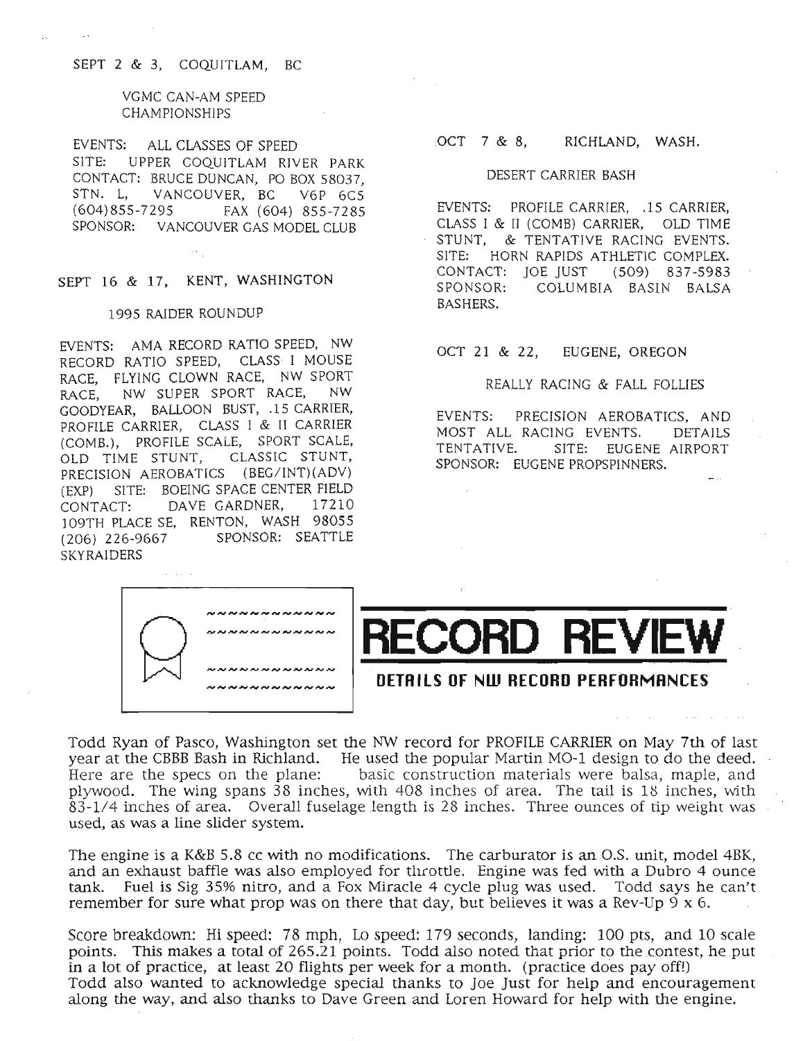SEPT 2 & 3, COQUITLAM, BC

VGMC CAN-AM SPEED CHAMPIONSHIPS

EVENTS: ALL CLASSES OF SPEED
SITE: UPPER COQUITLAM RIVER PARK
CONTACT: BRUCE DUNCAN, PO BOX 58037, STN. L, VANCOUVER, BC V6P 6C5 (604)855-7295 FAX (604) 855-7285
SPONSOR: VANCOUVER GAS MODEL CLUB

SEPT 16 & 17, KENT, WASHINGTON

1995 RAIDER ROUNDUP

EVENTS: AMA RECORD RATIO SPEED, NW RECORD RATIO SPEED, CLASS I MOUSE RACE, FLYING CLOWN RACE, NW SPORT RACE, NW SUPER SPORT RACE, NW GOODYEAR, BALLOON BUST, .15 CARRIER, PROFILE CARRIER, CLASS I & II CARRIER (COMB.), PROFILE SCALE, SPORT SCALE, OLD TIME STUNT, CLASSIC STUNT, PRECISION AEROBATICS (BEG/INT)(ADV)(EXP) SITE: BOEING SPACE CENTER FIELD CONTACT: DAVE GARDNER, 17210 109TH PLACE SE, RENTON, WASH 98055 (206) 226-9667 SPONSOR: SEATTLE SKYRAIDERS

OCT 7 & 8, RICHLAND, WASH.

DESERT CARRIER BASH

EVENTS: PROFILE CARRIER, .15 CARRIER, CLASS I & II (COMB) CARRIER, OLD TIME STUNT, & TENTATIVE RACING EVENTS.
SITE: HORN RAPIDS ATHLETIC COMPLEX.
CONTACT: JOE JUST (509) 837-5983
SPONSOR: COLUMBIA BASIN BALSA BASHERS.

OCT 21 & 22, EUGENE, OREGON

REALLY RACING & FALL FOLLIES

EVENTS: PRECISION AEROBATICS, AND MOST ALL RACING EVENTS. DETAILS TENTATIVE. SITE: EUGENE AIRPORT
SPONSOR: EUGENE PROPSPINNERS.

# RECORD REVIEW

**DETAILS OF NW RECORD PERFORMANCES**

Todd Ryan of Pasco, Washington set the NW record for PROFILE CARRIER on May 7th of last year at the CBBB Bash in Richland. He used the popular Martin MO-1 design to do the deed. Here are the specs on the plane: basic construction materials were balsa, maple, and plywood. The wing spans 38 inches, with 408 inches of area. The tail is 18 inches, with 83-1/4 inches of area. Overall fuselage length is 28 inches. Three ounces of tip weight was used, as was a line slider system.

The engine is a K&B 5.8 cc with no modifications. The carburator is an O.S. unit, model 4BK, and an exhaust baffle was also employed for throttle. Engine was fed with a Dubro 4 ounce tank. Fuel is Sig 35% nitro, and a Fox Miracle 4 cycle plug was used. Todd says he can't remember for sure what prop was on there that day, but believes it was a Rev-Up 9 x 6.

Score breakdown: Hi speed: 78 mph, Lo speed: 179 seconds, landing: 100 pts, and 10 scale points. This makes a total of 265.21 points. Todd also noted that prior to the contest, he put in a lot of practice, at least 20 flights per week for a month. (practice does pay off!)
Todd also wanted to acknowledge special thanks to Joe Just for help and encouragement along the way, and also thanks to Dave Green and Loren Howard for help with the engine.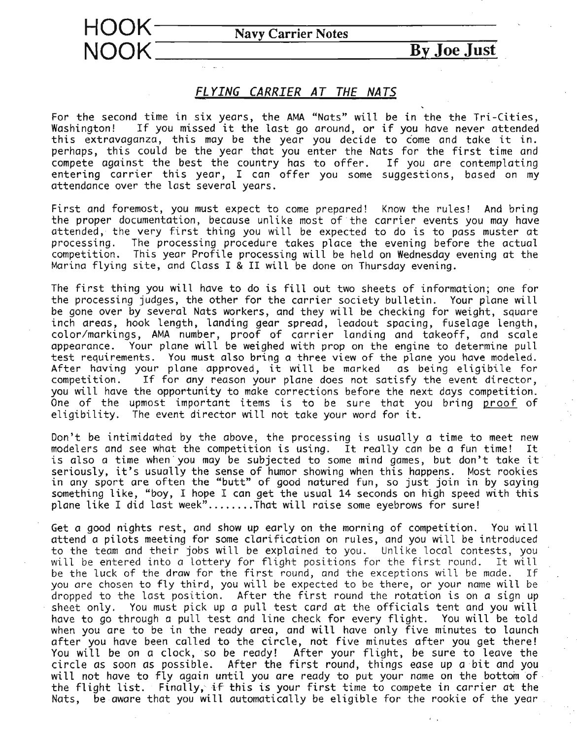# HOOK NOOK

**Navy Carrier Notes**

**By Joe Just**

## *FLYING CARRIER AT THE NATS*

For the second time in six years, the AMA "Nats" will be in the the Tri-Cities, Washington! If you missed it the last go around, or if you have never attended this extravaganza, this may be the year you decide to come and take it in. perhaps, this could be the year that you enter the Nats for the first time and compete against the best the country has to offer. If you are contemplating entering carrier this year, I can offer you some suggestions, based on my attendance over the last several years.

First and foremost, you must expect to come prepared! Know the rules! And bring the proper documentation, because unlike most of the carrier events you may have attended, the very first thing you will be expected to do is to pass muster at processing. The processing procedure takes place the evening before the actual competition. This year Profile processing will be held on Wednesday evening at the Marina flying site, and Class I & II will be done on Thursday evening.

The first thing you will have to do is fill out two sheets of information; one for the processing judges, the other for the carrier society bulletin. Your plane will be gone over by several Nats workers, and they will be checking for weight, square inch areas, hook length, landing gear spread, leadout spacing, fuselage length, color/markings, AMA number, proof of carrier landing and takeoff, and scale appearance. Your plane will be weighed with prop on the engine to determine pull test requirements. You must also bring a three view of the plane you have modeled. After having your plane approved, it will be marked as being eligibile for competition. If for any reason your plane does not satisfy the event director, you will have the opportunity to make corrections before the next days competition. One of the upmost important items is to be sure that you bring proof of eligibility. The event director will not take your word for it.

Don't be intimidated by the above, the processing is usually a time to meet new modelers and see what the competition is using. It really can be a fun time! It is also a time when you may be subjected to some mind games, but don't take it seriously, it's usually the sense of humor showing when this happens. Most rookies in any sport are often the "butt" of good natured fun, so just join in by saying something like, "boy, I hope I can get the usual 14 seconds on high speed with this plane like I did last week"........That will raise some eyebrows for sure!

Get a good nights rest, and show up early on the morning of competition. You will attend a pilots meeting for some clarification on rules, and you will be introduced to the team and their jobs will be explained to you. Unlike local contests, you will be entered into a lottery for flight positions for the first round. It will be the luck of the draw for the first round, and the exceptions will be made. If you are chosen to fly third, you will be expected to be there, or your name will be dropped to the last position. After the first round the rotation is on a sign up sheet only. You must pick up a pull test card at the officials tent and you will have to go through a pull test and line check for every flight. You will be told when you are to be in the ready area, and will have only five minutes to launch after you have been called to the circle, not five minutes after you get there! You will be on a clock, so be ready! After your flight, be sure to leave the circle as soon as possible. After the first round, things ease up a bit and you will not have to fly again until you are ready to put your name on the bottom of the flight list. Finally, if this is your first time to compete in carrier at the Nats, be aware that you will automatically be eligible for the rookie of the year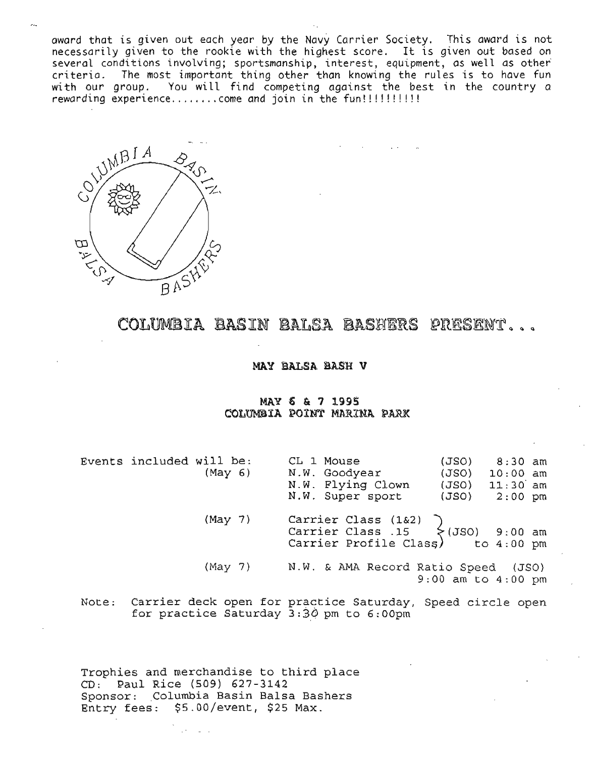award that is given out each year by the Navy Carrier Society. This award is not necessarily given to the rookie with the highest score. It is given out based on several conditions involving; sportsmanship, interest, equipment, as well as other criteria. The most important thing other than knowing the rules is to have fun with our group. You will find competing against the best in the country a rewarding experience........come and join in the fun!!!!!!!!!!

COLUMBIA BASIN BALSA BASHERS

# COLUMBIA BASIN BALSA BASHERS PRESENT...

## MAY BALSA BASH V

### MAY 6 & 7 1995
### COLUMBIA POINT MARINA PARK

| Events included will be: | | | |
|---|---|---|---|
| (May 6) | CL 1 Mouse | (JSO) | 8:30 am |
| | N.W. Goodyear | (JSO) | 10:00 am |
| | N.W. Flying Clown | (JSO) | 11:30 am |
| | N.W. Super sport | (JSO) | 2:00 pm |
| (May 7) | Carrier Class (1&2)<br>Carrier Class .15<br>Carrier Profile Class | (JSO) | 9:00 am to 4:00 pm |
| (May 7) | N.W. & AMA Record Ratio Speed | (JSO) | 9:00 am to 4:00 pm |

Note: Carrier deck open for practice Saturday, Speed circle open for practice Saturday 3:30 pm to 6:00pm

Trophies and merchandise to third place
CD: Paul Rice (509) 627-3142
Sponsor: Columbia Basin Balsa Bashers
Entry fees: $5.00/event, $25 Max.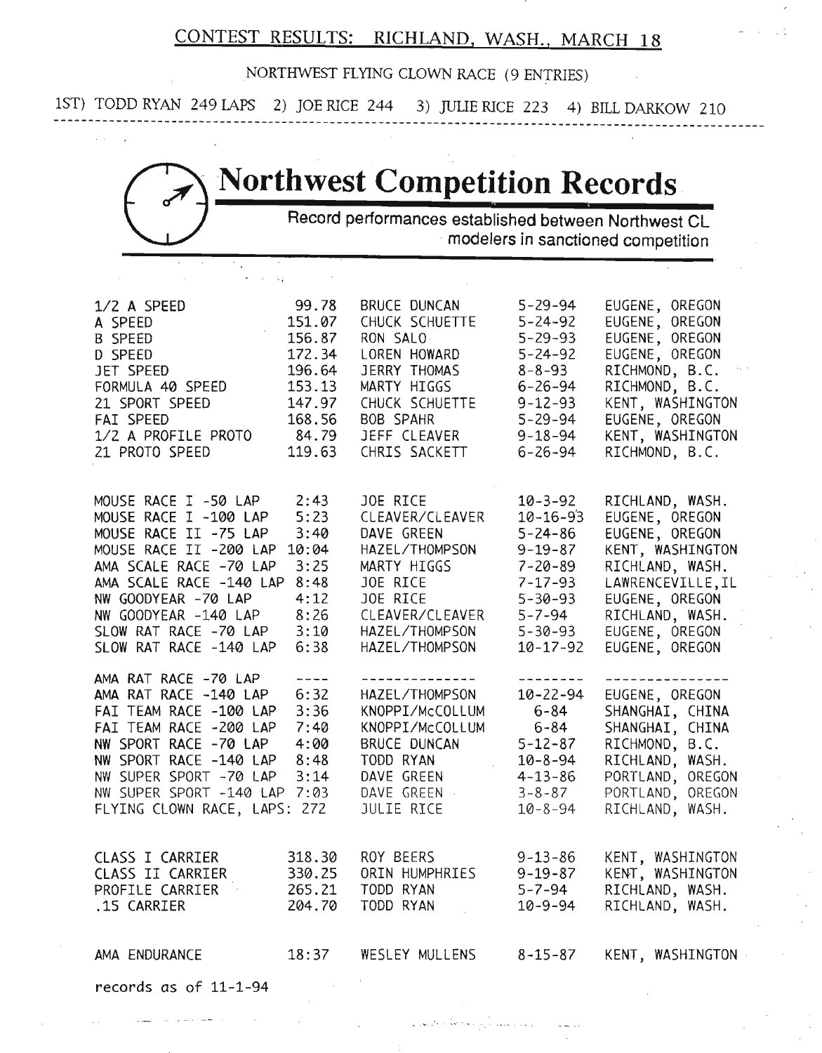## CONTEST RESULTS: RICHLAND, WASH., MARCH 18

NORTHWEST FLYING CLOWN RACE (9 ENTRIES)

1ST) TODD RYAN 249 LAPS 2) JOE RICE 244 3) JULIE RICE 223 4) BILL DARKOW 210

---

# Northwest Competition Records

Record performances established between Northwest CL modelers in sanctioned competition

| Event | Record | Holder | Date | Location |
|---|---|---|---|---|
| 1/2 A SPEED | 99.78 | BRUCE DUNCAN | 5-29-94 | EUGENE, OREGON |
| A SPEED | 151.07 | CHUCK SCHUETTE | 5-24-92 | EUGENE, OREGON |
| B SPEED | 156.87 | RON SALO | 5-29-93 | EUGENE, OREGON |
| D SPEED | 172.34 | LOREN HOWARD | 5-24-92 | EUGENE, OREGON |
| JET SPEED | 196.64 | JERRY THOMAS | 8-8-93 | RICHMOND, B.C. |
| FORMULA 40 SPEED | 153.13 | MARTY HIGGS | 6-26-94 | RICHMOND, B.C. |
| 21 SPORT SPEED | 147.97 | CHUCK SCHUETTE | 9-12-93 | KENT, WASHINGTON |
| FAI SPEED | 168.56 | BOB SPAHR | 5-29-94 | EUGENE, OREGON |
| 1/2 A PROFILE PROTO | 84.79 | JEFF CLEAVER | 9-18-94 | KENT, WASHINGTON |
| 21 PROTO SPEED | 119.63 | CHRIS SACKETT | 6-26-94 | RICHMOND, B.C. |
| | | | | |
| MOUSE RACE I -50 LAP | 2:43 | JOE RICE | 10-3-92 | RICHLAND, WASH. |
| MOUSE RACE I -100 LAP | 5:23 | CLEAVER/CLEAVER | 10-16-93 | EUGENE, OREGON |
| MOUSE RACE II -75 LAP | 3:40 | DAVE GREEN | 5-24-86 | EUGENE, OREGON |
| MOUSE RACE II -200 LAP | 10:04 | HAZEL/THOMPSON | 9-19-87 | KENT, WASHINGTON |
| AMA SCALE RACE -70 LAP | 3:25 | MARTY HIGGS | 7-20-89 | RICHLAND, WASH. |
| AMA SCALE RACE -140 LAP | 8:48 | JOE RICE | 7-17-93 | LAWRENCEVILLE,IL |
| NW GOODYEAR -70 LAP | 4:12 | JOE RICE | 5-30-93 | EUGENE, OREGON |
| NW GOODYEAR -140 LAP | 8:26 | CLEAVER/CLEAVER | 5-7-94 | RICHLAND, WASH. |
| SLOW RAT RACE -70 LAP | 3:10 | HAZEL/THOMPSON | 5-30-93 | EUGENE, OREGON |
| SLOW RAT RACE -140 LAP | 6:38 | HAZEL/THOMPSON | 10-17-92 | EUGENE, OREGON |
| | | | | |
| AMA RAT RACE -70 LAP | ---- | -------------- | -------- | --------------- |
| AMA RAT RACE -140 LAP | 6:32 | HAZEL/THOMPSON | 10-22-94 | EUGENE, OREGON |
| FAI TEAM RACE -100 LAP | 3:36 | KNOPPI/McCOLLUM | 6-84 | SHANGHAI, CHINA |
| FAI TEAM RACE -200 LAP | 7:40 | KNOPPI/McCOLLUM | 6-84 | SHANGHAI, CHINA |
| NW SPORT RACE -70 LAP | 4:00 | BRUCE DUNCAN | 5-12-87 | RICHMOND, B.C. |
| NW SPORT RACE -140 LAP | 8:48 | TODD RYAN | 10-8-94 | RICHLAND, WASH. |
| NW SUPER SPORT -70 LAP | 3:14 | DAVE GREEN | 4-13-86 | PORTLAND, OREGON |
| NW SUPER SPORT -140 LAP | 7:03 | DAVE GREEN | 3-8-87 | PORTLAND, OREGON |
| FLYING CLOWN RACE, LAPS: | 272 | JULIE RICE | 10-8-94 | RICHLAND, WASH. |
| | | | | |
| CLASS I CARRIER | 318.30 | ROY BEERS | 9-13-86 | KENT, WASHINGTON |
| CLASS II CARRIER | 330.25 | ORIN HUMPHRIES | 9-19-87 | KENT, WASHINGTON |
| PROFILE CARRIER | 265.21 | TODD RYAN | 5-7-94 | RICHLAND, WASH. |
| .15 CARRIER | 204.70 | TODD RYAN | 10-9-94 | RICHLAND, WASH. |
| | | | | |
| AMA ENDURANCE | 18:37 | WESLEY MULLENS | 8-15-87 | KENT, WASHINGTON |

records as of 11-1-94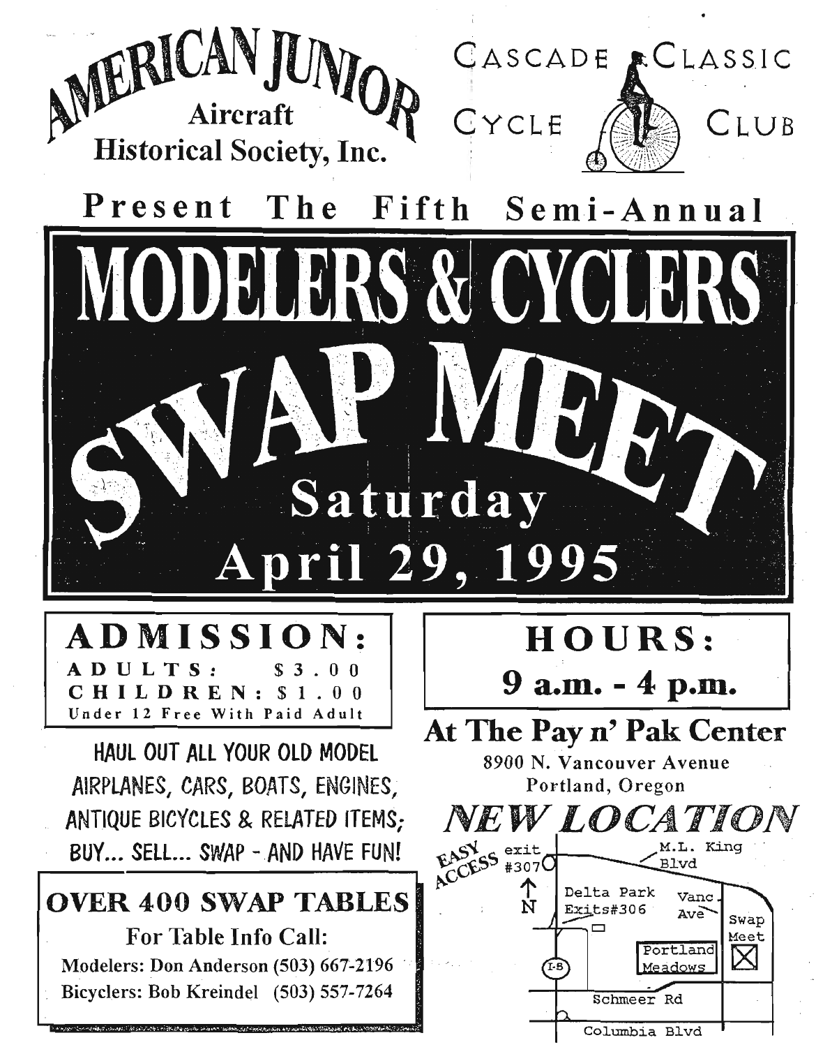AMERICAN JUNIOR Aircraft Historical Society, Inc.

CASCADE CLASSIC CYCLE CLUB

## Present The Fifth Semi-Annual

# MODELERS & CYCLERS SWAP MEET

## Saturday April 29, 1995

**ADMISSION:**

ADULTS: $3.00

CHILDREN: $1.00

Under 12 Free With Paid Adult

**HOURS:**

**9 a.m. - 4 p.m.**

HAUL OUT ALL YOUR OLD MODEL AIRPLANES, CARS, BOATS, ENGINES, ANTIQUE BICYCLES & RELATED ITEMS; BUY... SELL... SWAP - AND HAVE FUN!

**At The Pay n' Pak Center**

8900 N. Vancouver Avenue

Portland, Oregon

*NEW LOCATION*

EASY ACCESS

exit #307 | M.L. King Blvd | Delta Park Exits#306 | Vanc. Ave | Swap Meet | Portland Meadows | I-5 | Schmeer Rd | Columbia Blvd | N

**OVER 400 SWAP TABLES**

For Table Info Call:

Modelers: Don Anderson (503) 667-2196

Bicyclers: Bob Kreindel (503) 557-7264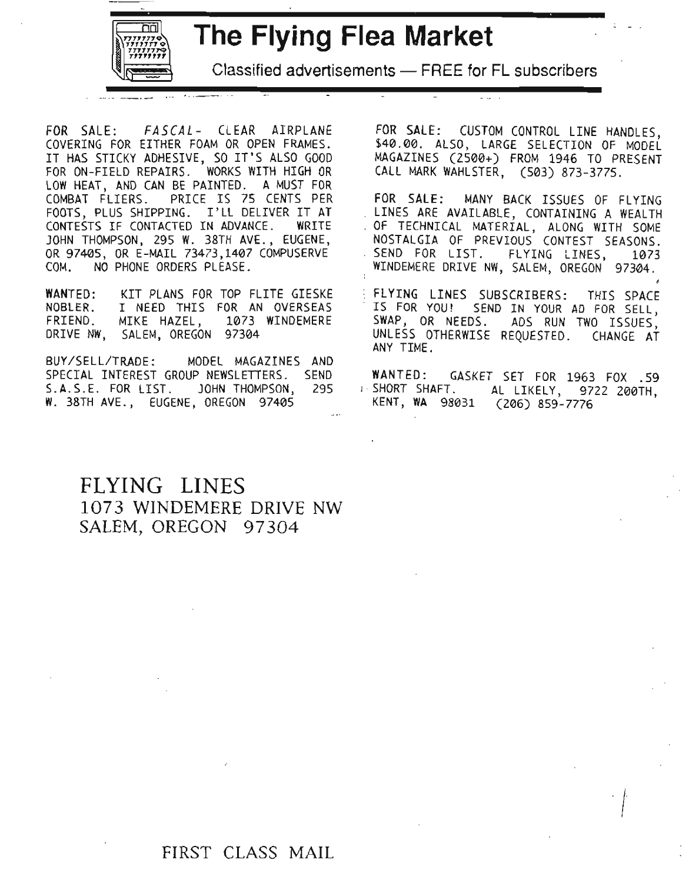# The Flying Flea Market

Classified advertisements — FREE for FL subscribers

FOR SALE: *FASCAL*- CLEAR AIRPLANE COVERING FOR EITHER FOAM OR OPEN FRAMES. IT HAS STICKY ADHESIVE, SO IT'S ALSO GOOD FOR ON-FIELD REPAIRS. WORKS WITH HIGH OR LOW HEAT, AND CAN BE PAINTED. A MUST FOR COMBAT FLIERS. PRICE IS 75 CENTS PER FOOTS, PLUS SHIPPING. I'LL DELIVER IT AT CONTESTS IF CONTACTED IN ADVANCE. WRITE JOHN THOMPSON, 295 W. 38TH AVE., EUGENE, OR 97405, OR E-MAIL 73473,1407 COMPUSERVE COM. NO PHONE ORDERS PLEASE.

WANTED: KIT PLANS FOR TOP FLITE GIESKE NOBLER. I NEED THIS FOR AN OVERSEAS FRIEND. MIKE HAZEL, 1073 WINDEMERE DRIVE NW, SALEM, OREGON 97304

BUY/SELL/TRADE: MODEL MAGAZINES AND SPECIAL INTEREST GROUP NEWSLETTERS. SEND S.A.S.E. FOR LIST. JOHN THOMPSON, 295 W. 38TH AVE., EUGENE, OREGON 97405

FOR SALE: CUSTOM CONTROL LINE HANDLES, $40.00. ALSO, LARGE SELECTION OF MODEL MAGAZINES (2500+) FROM 1946 TO PRESENT CALL MARK WAHLSTER, (503) 873-3775.

FOR SALE: MANY BACK ISSUES OF FLYING LINES ARE AVAILABLE, CONTAINING A WEALTH OF TECHNICAL MATERIAL, ALONG WITH SOME NOSTALGIA OF PREVIOUS CONTEST SEASONS. SEND FOR LIST. FLYING LINES, 1073 WINDEMERE DRIVE NW, SALEM, OREGON 97304.

FLYING LINES SUBSCRIBERS: THIS SPACE IS FOR YOU! SEND IN YOUR AD FOR SELL, SWAP, OR NEEDS. ADS RUN TWO ISSUES, UNLESS OTHERWISE REQUESTED. CHANGE AT ANY TIME.

WANTED: GASKET SET FOR 1963 FOX .59 SHORT SHAFT. AL LIKELY, 9722 200TH, KENT, WA 98031 (206) 859-7776

FLYING LINES
1073 WINDEMERE DRIVE NW
SALEM, OREGON 97304

FIRST CLASS MAIL